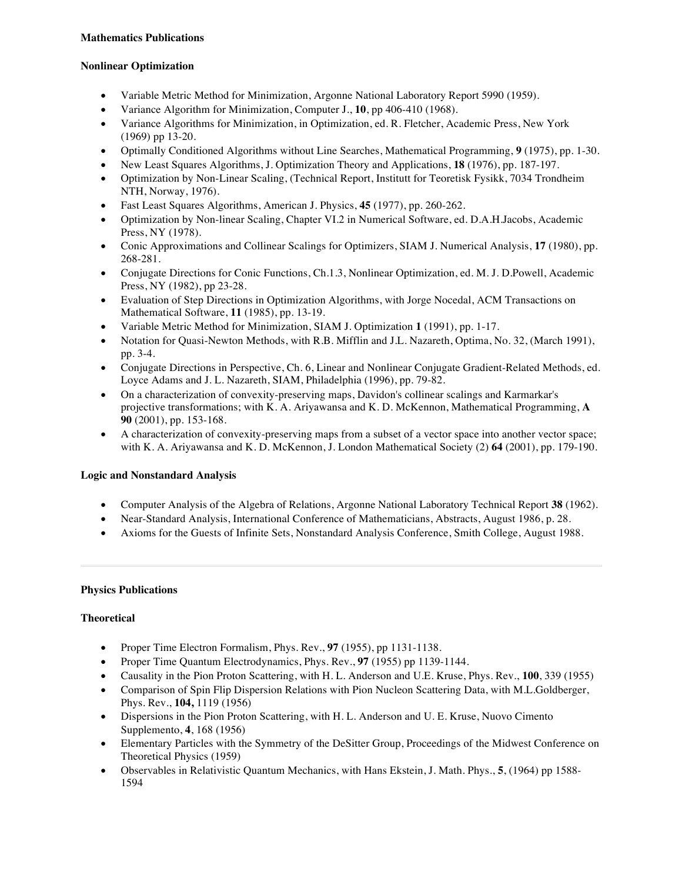**Mathematics Publications**

**Nonlinear Optimization**

- Variable Metric Method for Minimization, Argonne National Laboratory Report 5990 (1959).
- Variance Algorithm for Minimization, Computer J., **10**, pp 406-410 (1968).
- Variance Algorithms for Minimization, in Optimization, ed. R. Fletcher, Academic Press, New York (1969) pp 13-20.
- Optimally Conditioned Algorithms without Line Searches, Mathematical Programming, **9** (1975), pp. 1-30.
- New Least Squares Algorithms, J. Optimization Theory and Applications, **18** (1976), pp. 187-197.
- Optimization by Non-Linear Scaling, (Technical Report, Institutt for Teoretisk Fysikk, 7034 Trondheim NTH, Norway, 1976).
- Fast Least Squares Algorithms, American J. Physics, **45** (1977), pp. 260-262.
- Optimization by Non-linear Scaling, Chapter VI.2 in Numerical Software, ed. D.A.H.Jacobs, Academic Press, NY (1978).
- Conic Approximations and Collinear Scalings for Optimizers, SIAM J. Numerical Analysis, **17** (1980), pp. 268-281.
- Conjugate Directions for Conic Functions, Ch.1.3, Nonlinear Optimization, ed. M. J. D.Powell, Academic Press, NY (1982), pp 23-28.
- Evaluation of Step Directions in Optimization Algorithms, with Jorge Nocedal, ACM Transactions on Mathematical Software, **11** (1985), pp. 13-19.
- Variable Metric Method for Minimization, SIAM J. Optimization **1** (1991), pp. 1-17.
- Notation for Quasi-Newton Methods, with R.B. Mifflin and J.L. Nazareth, Optima, No. 32, (March 1991), pp. 3-4.
- Conjugate Directions in Perspective, Ch. 6, Linear and Nonlinear Conjugate Gradient-Related Methods, ed. Loyce Adams and J. L. Nazareth, SIAM, Philadelphia (1996), pp. 79-82.
- On a characterization of convexity-preserving maps, Davidon's collinear scalings and Karmarkar's projective transformations; with K. A. Ariyawansa and K. D. McKennon, Mathematical Programming, **A 90** (2001), pp. 153-168.
- A characterization of convexity-preserving maps from a subset of a vector space into another vector space; with K. A. Ariyawansa and K. D. McKennon, J. London Mathematical Society (2) **64** (2001), pp. 179-190.

**Logic and Nonstandard Analysis**

- Computer Analysis of the Algebra of Relations, Argonne National Laboratory Technical Report **38** (1962).
- Near-Standard Analysis, International Conference of Mathematicians, Abstracts, August 1986, p. 28.
- Axioms for the Guests of Infinite Sets, Nonstandard Analysis Conference, Smith College, August 1988.

---

**Physics Publications**

**Theoretical**

- Proper Time Electron Formalism, Phys. Rev., **97** (1955), pp 1131-1138.
- Proper Time Quantum Electrodynamics, Phys. Rev., **97** (1955) pp 1139-1144.
- Causality in the Pion Proton Scattering, with H. L. Anderson and U.E. Kruse, Phys. Rev., **100**, 339 (1955)
- Comparison of Spin Flip Dispersion Relations with Pion Nucleon Scattering Data, with M.L.Goldberger, Phys. Rev., **104,** 1119 (1956)
- Dispersions in the Pion Proton Scattering, with H. L. Anderson and U. E. Kruse, Nuovo Cimento Supplemento, **4**, 168 (1956)
- Elementary Particles with the Symmetry of the DeSitter Group, Proceedings of the Midwest Conference on Theoretical Physics (1959)
- Observables in Relativistic Quantum Mechanics, with Hans Ekstein, J. Math. Phys., **5**, (1964) pp 1588-1594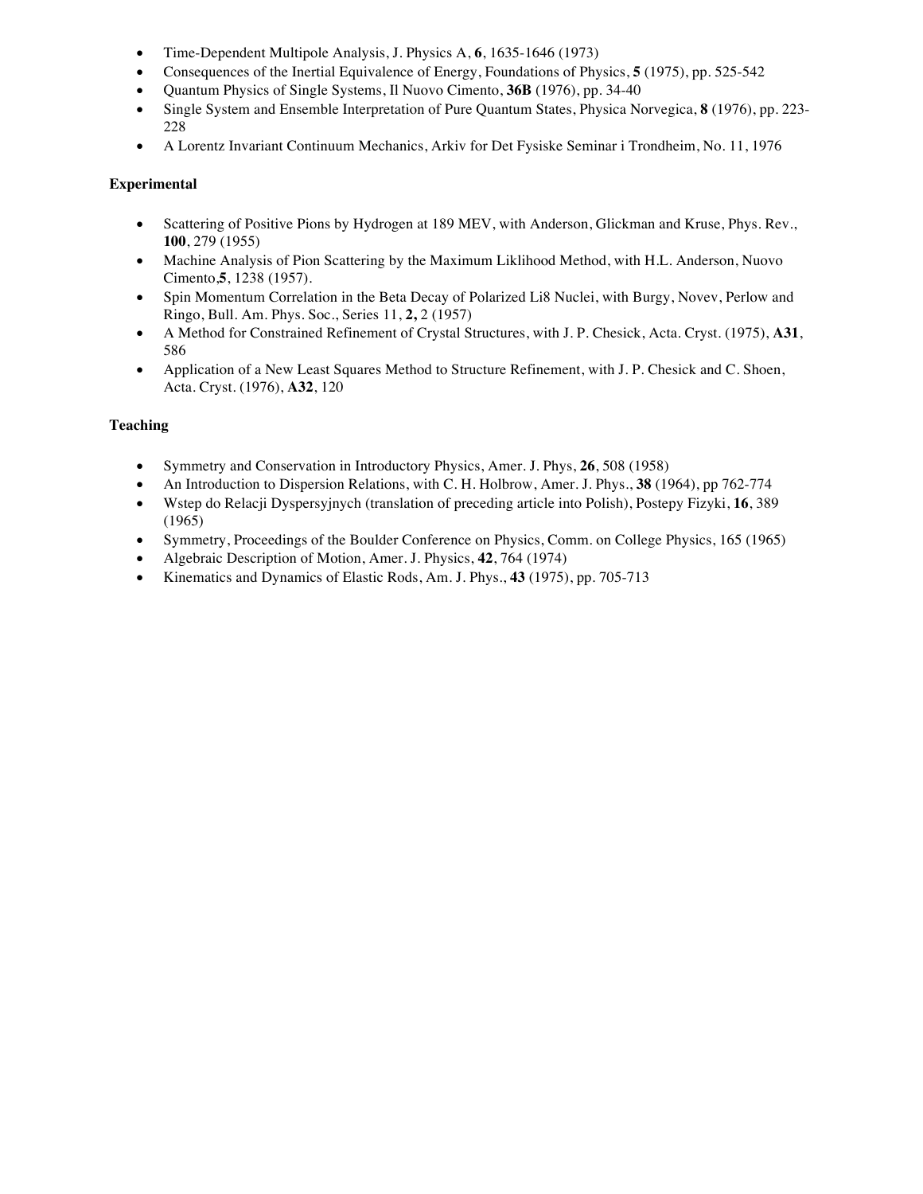- Time-Dependent Multipole Analysis, J. Physics A, **6**, 1635-1646 (1973)
- Consequences of the Inertial Equivalence of Energy, Foundations of Physics, **5** (1975), pp. 525-542
- Quantum Physics of Single Systems, Il Nuovo Cimento, **36B** (1976), pp. 34-40
- Single System and Ensemble Interpretation of Pure Quantum States, Physica Norvegica, **8** (1976), pp. 223-228
- A Lorentz Invariant Continuum Mechanics, Arkiv for Det Fysiske Seminar i Trondheim, No. 11, 1976

**Experimental**

- Scattering of Positive Pions by Hydrogen at 189 MEV, with Anderson, Glickman and Kruse, Phys. Rev., **100**, 279 (1955)
- Machine Analysis of Pion Scattering by the Maximum Liklihood Method, with H.L. Anderson, Nuovo Cimento,**5**, 1238 (1957).
- Spin Momentum Correlation in the Beta Decay of Polarized Li8 Nuclei, with Burgy, Novev, Perlow and Ringo, Bull. Am. Phys. Soc., Series 11, **2,** 2 (1957)
- A Method for Constrained Refinement of Crystal Structures, with J. P. Chesick, Acta. Cryst. (1975), **A31**, 586
- Application of a New Least Squares Method to Structure Refinement, with J. P. Chesick and C. Shoen, Acta. Cryst. (1976), **A32**, 120

**Teaching**

- Symmetry and Conservation in Introductory Physics, Amer. J. Phys, **26**, 508 (1958)
- An Introduction to Dispersion Relations, with C. H. Holbrow, Amer. J. Phys., **38** (1964), pp 762-774
- Wstep do Relacji Dyspersyjnych (translation of preceding article into Polish), Postepy Fizyki, **16**, 389 (1965)
- Symmetry, Proceedings of the Boulder Conference on Physics, Comm. on College Physics, 165 (1965)
- Algebraic Description of Motion, Amer. J. Physics, **42**, 764 (1974)
- Kinematics and Dynamics of Elastic Rods, Am. J. Phys., **43** (1975), pp. 705-713